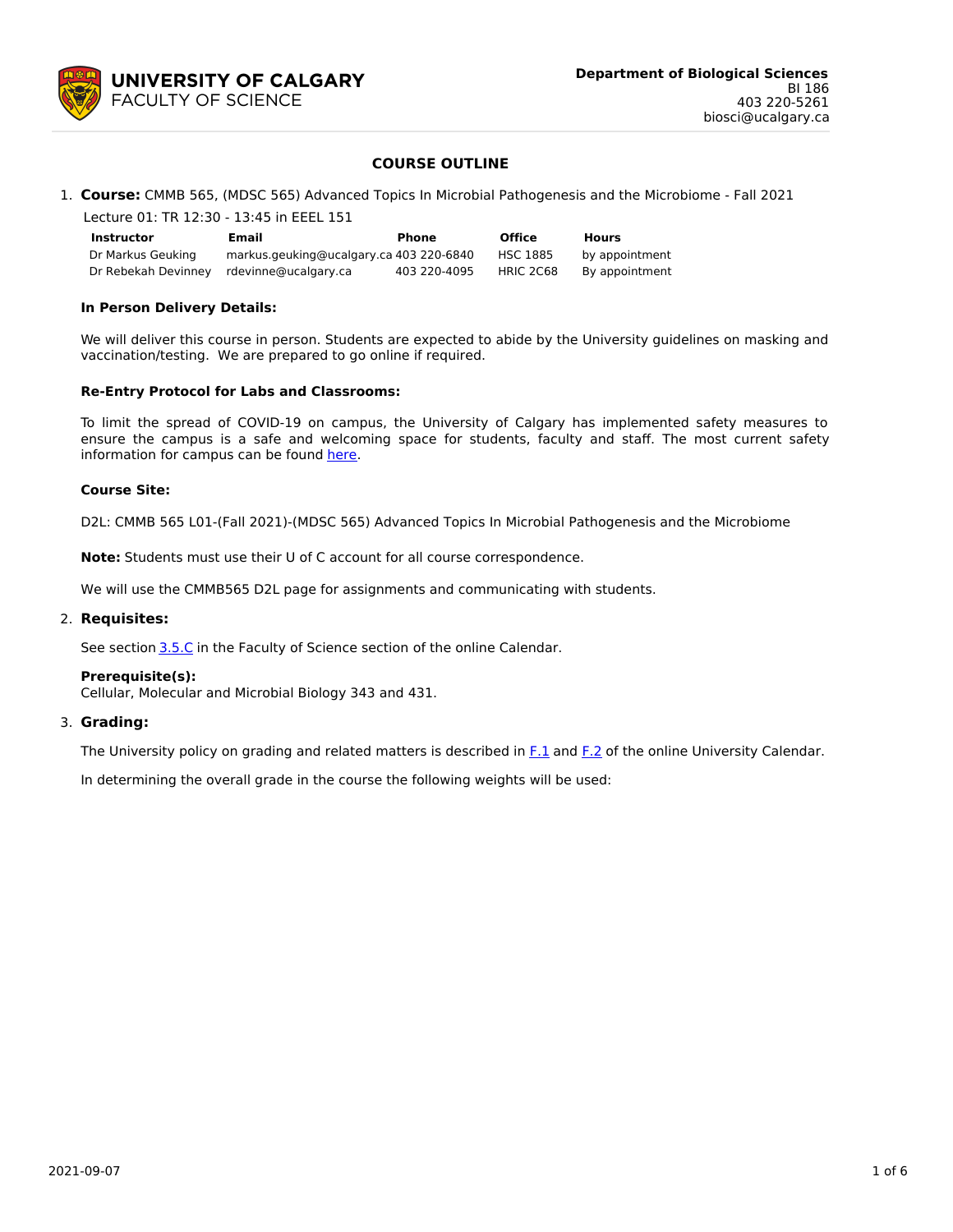**UNIVERSITY OF CALGARY**
FACULTY OF SCIENCE

**Department of Biological Sciences**
BI 186
403 220-5261
biosci@ucalgary.ca

# COURSE OUTLINE

1. **Course:** CMMB 565, (MDSC 565) Advanced Topics In Microbial Pathogenesis and the Microbiome - Fall 2021

   Lecture 01: TR 12:30 - 13:45 in EEEL 151

| Instructor | Email | Phone | Office | Hours |
| --- | --- | --- | --- | --- |
| Dr Markus Geuking | markus.geuking@ucalgary.ca | 403 220-6840 | HSC 1885 | by appointment |
| Dr Rebekah Devinney | rdevinne@ucalgary.ca | 403 220-4095 | HRIC 2C68 | By appointment |

**In Person Delivery Details:**

We will deliver this course in person. Students are expected to abide by the University guidelines on masking and vaccination/testing. We are prepared to go online if required.

**Re-Entry Protocol for Labs and Classrooms:**

To limit the spread of COVID-19 on campus, the University of Calgary has implemented safety measures to ensure the campus is a safe and welcoming space for students, faculty and staff. The most current safety information for campus can be found here.

**Course Site:**

D2L: CMMB 565 L01-(Fall 2021)-(MDSC 565) Advanced Topics In Microbial Pathogenesis and the Microbiome

**Note:** Students must use their U of C account for all course correspondence.

We will use the CMMB565 D2L page for assignments and communicating with students.

2. **Requisites:**

   See section 3.5.C in the Faculty of Science section of the online Calendar.

   **Prerequisite(s):**
   Cellular, Molecular and Microbial Biology 343 and 431.

3. **Grading:**

   The University policy on grading and related matters is described in F.1 and F.2 of the online University Calendar.

   In determining the overall grade in the course the following weights will be used: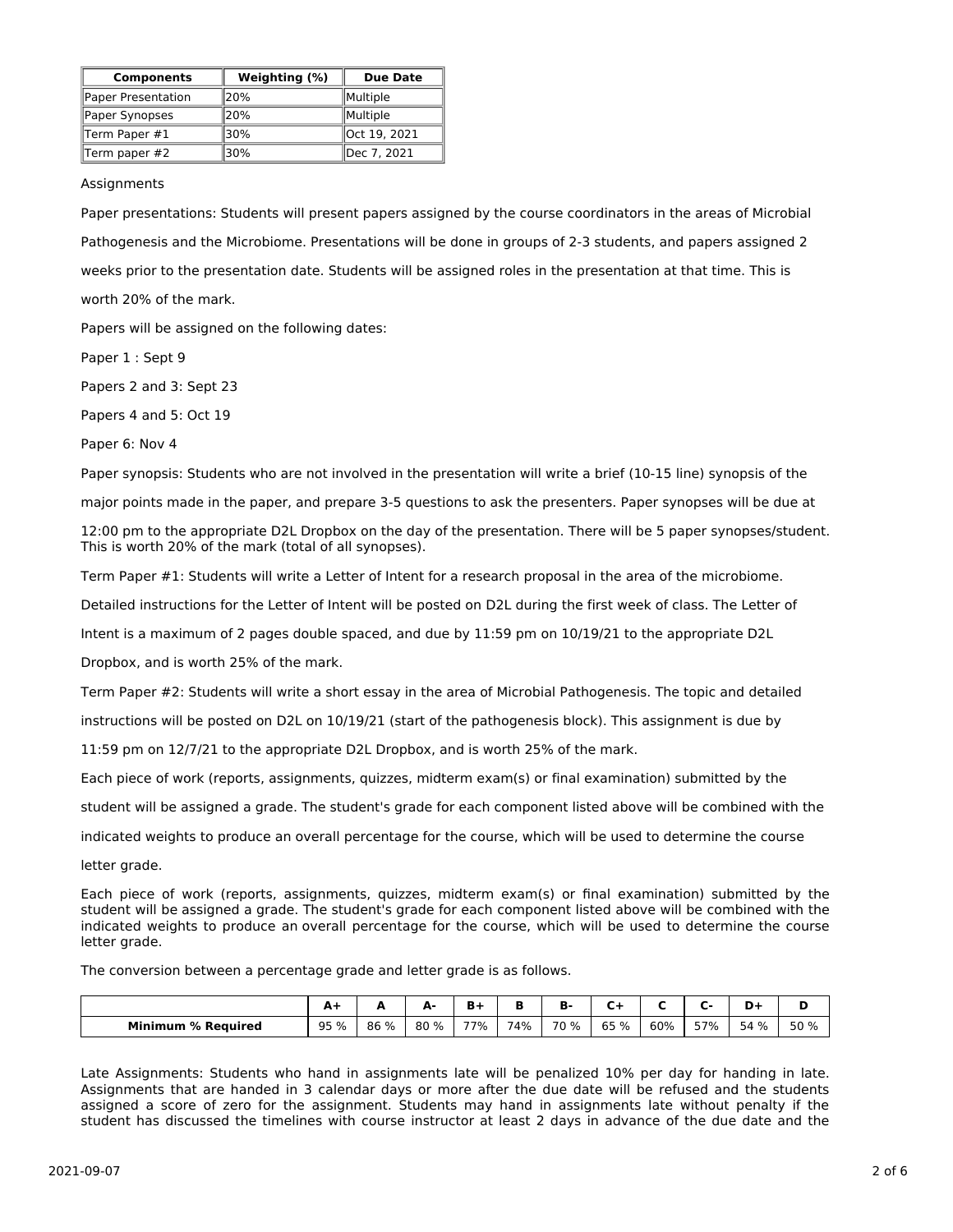| Components | Weighting (%) | Due Date |
|---|---|---|
| Paper Presentation | 20% | Multiple |
| Paper Synopses | 20% | Multiple |
| Term Paper #1 | 30% | Oct 19, 2021 |
| Term paper #2 | 30% | Dec 7, 2021 |

Assignments

Paper presentations: Students will present papers assigned by the course coordinators in the areas of Microbial Pathogenesis and the Microbiome. Presentations will be done in groups of 2-3 students, and papers assigned 2 weeks prior to the presentation date. Students will be assigned roles in the presentation at that time. This is worth 20% of the mark.

Papers will be assigned on the following dates:

Paper 1 : Sept 9

Papers 2 and 3: Sept 23

Papers 4 and 5: Oct 19

Paper 6: Nov 4

Paper synopsis: Students who are not involved in the presentation will write a brief (10-15 line) synopsis of the major points made in the paper, and prepare 3-5 questions to ask the presenters. Paper synopses will be due at 12:00 pm to the appropriate D2L Dropbox on the day of the presentation. There will be 5 paper synopses/student. This is worth 20% of the mark (total of all synopses).

Term Paper #1: Students will write a Letter of Intent for a research proposal in the area of the microbiome. Detailed instructions for the Letter of Intent will be posted on D2L during the first week of class. The Letter of Intent is a maximum of 2 pages double spaced, and due by 11:59 pm on 10/19/21 to the appropriate D2L Dropbox, and is worth 25% of the mark.

Term Paper #2: Students will write a short essay in the area of Microbial Pathogenesis. The topic and detailed instructions will be posted on D2L on 10/19/21 (start of the pathogenesis block). This assignment is due by 11:59 pm on 12/7/21 to the appropriate D2L Dropbox, and is worth 25% of the mark.

Each piece of work (reports, assignments, quizzes, midterm exam(s) or final examination) submitted by the student will be assigned a grade. The student's grade for each component listed above will be combined with the indicated weights to produce an overall percentage for the course, which will be used to determine the course letter grade.

Each piece of work (reports, assignments, quizzes, midterm exam(s) or final examination) submitted by the student will be assigned a grade. The student's grade for each component listed above will be combined with the indicated weights to produce an overall percentage for the course, which will be used to determine the course letter grade.

The conversion between a percentage grade and letter grade is as follows.

| | A+ | A | A- | B+ | B | B- | C+ | C | C- | D+ | D |
|---|---|---|---|---|---|---|---|---|---|---|---|
| **Minimum % Required** | 95 % | 86 % | 80 % | 77% | 74% | 70 % | 65 % | 60% | 57% | 54 % | 50 % |

Late Assignments: Students who hand in assignments late will be penalized 10% per day for handing in late. Assignments that are handed in 3 calendar days or more after the due date will be refused and the students assigned a score of zero for the assignment. Students may hand in assignments late without penalty if the student has discussed the timelines with course instructor at least 2 days in advance of the due date and the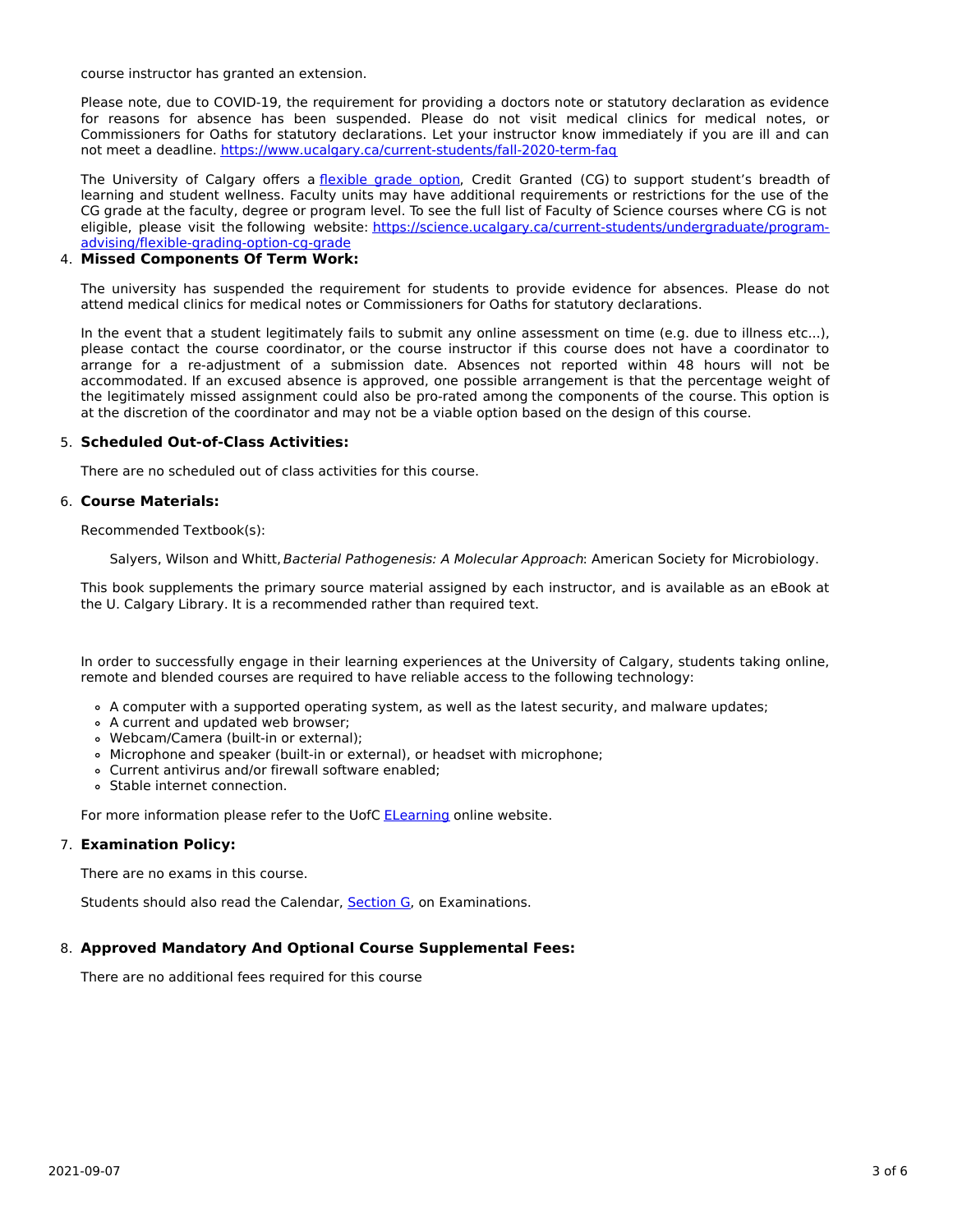course instructor has granted an extension.

Please note, due to COVID-19, the requirement for providing a doctors note or statutory declaration as evidence for reasons for absence has been suspended. Please do not visit medical clinics for medical notes, or Commissioners for Oaths for statutory declarations. Let your instructor know immediately if you are ill and can not meet a deadline. https://www.ucalgary.ca/current-students/fall-2020-term-faq

The University of Calgary offers a flexible grade option, Credit Granted (CG) to support student's breadth of learning and student wellness. Faculty units may have additional requirements or restrictions for the use of the CG grade at the faculty, degree or program level. To see the full list of Faculty of Science courses where CG is not eligible, please visit the following website: https://science.ucalgary.ca/current-students/undergraduate/program-advising/flexible-grading-option-cg-grade

4. **Missed Components Of Term Work:**

   The university has suspended the requirement for students to provide evidence for absences. Please do not attend medical clinics for medical notes or Commissioners for Oaths for statutory declarations.

   In the event that a student legitimately fails to submit any online assessment on time (e.g. due to illness etc...), please contact the course coordinator, or the course instructor if this course does not have a coordinator to arrange for a re-adjustment of a submission date. Absences not reported within 48 hours will not be accommodated. If an excused absence is approved, one possible arrangement is that the percentage weight of the legitimately missed assignment could also be pro-rated among the components of the course. This option is at the discretion of the coordinator and may not be a viable option based on the design of this course.

5. **Scheduled Out-of-Class Activities:**

   There are no scheduled out of class activities for this course.

6. **Course Materials:**

   Recommended Textbook(s):

   Salyers, Wilson and Whitt, *Bacterial Pathogenesis: A Molecular Approach*: American Society for Microbiology.

   This book supplements the primary source material assigned by each instructor, and is available as an eBook at the U. Calgary Library. It is a recommended rather than required text.

   In order to successfully engage in their learning experiences at the University of Calgary, students taking online, remote and blended courses are required to have reliable access to the following technology:

   - A computer with a supported operating system, as well as the latest security, and malware updates;
   - A current and updated web browser;
   - Webcam/Camera (built-in or external);
   - Microphone and speaker (built-in or external), or headset with microphone;
   - Current antivirus and/or firewall software enabled;
   - Stable internet connection.

   For more information please refer to the UofC ELearning online website.

7. **Examination Policy:**

   There are no exams in this course.

   Students should also read the Calendar, Section G, on Examinations.

8. **Approved Mandatory And Optional Course Supplemental Fees:**

   There are no additional fees required for this course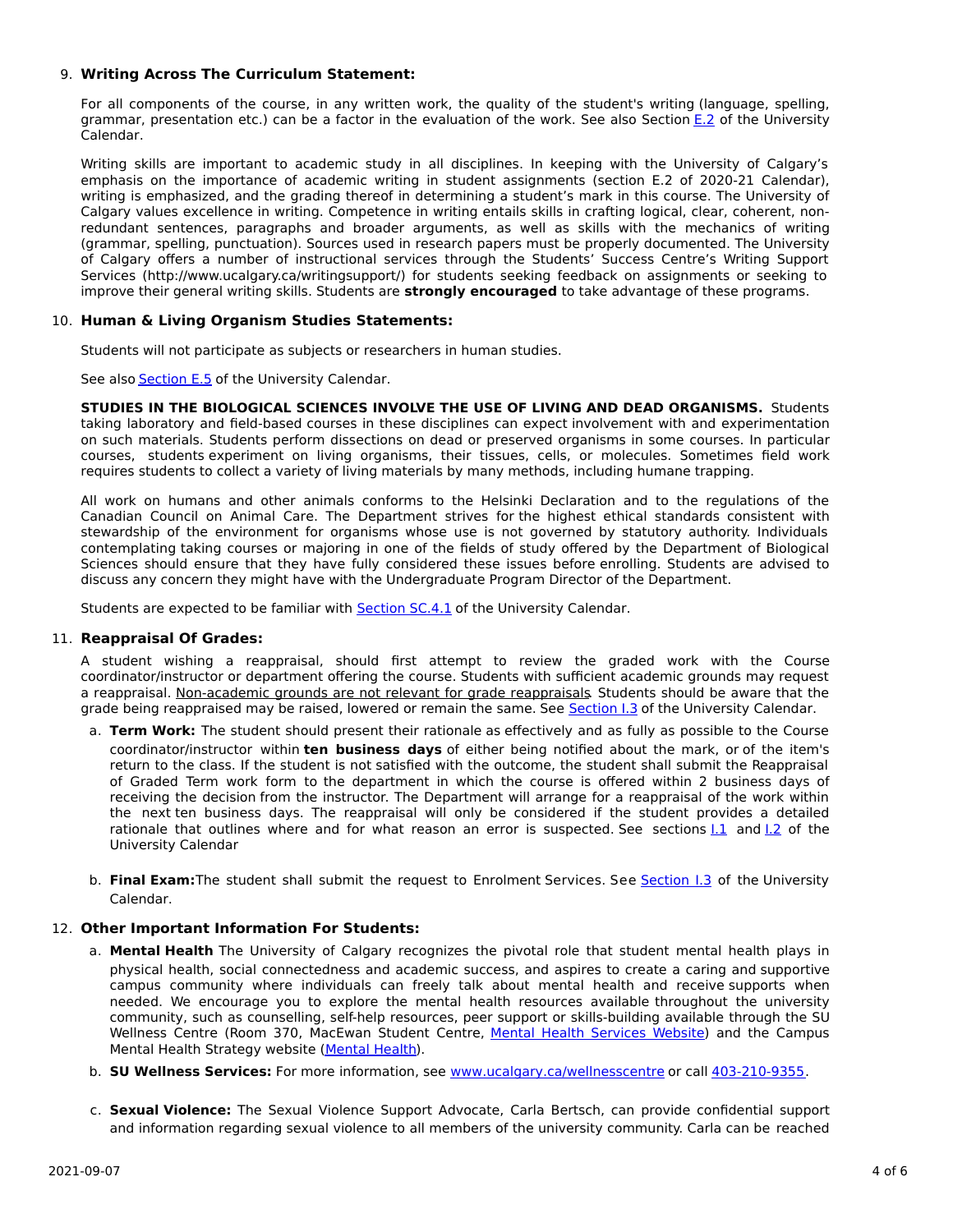9. **Writing Across The Curriculum Statement:**

   For all components of the course, in any written work, the quality of the student's writing (language, spelling, grammar, presentation etc.) can be a factor in the evaluation of the work. See also Section E.2 of the University Calendar.

   Writing skills are important to academic study in all disciplines. In keeping with the University of Calgary's emphasis on the importance of academic writing in student assignments (section E.2 of 2020-21 Calendar), writing is emphasized, and the grading thereof in determining a student's mark in this course. The University of Calgary values excellence in writing. Competence in writing entails skills in crafting logical, clear, coherent, non-redundant sentences, paragraphs and broader arguments, as well as skills with the mechanics of writing (grammar, spelling, punctuation). Sources used in research papers must be properly documented. The University of Calgary offers a number of instructional services through the Students' Success Centre's Writing Support Services (http://www.ucalgary.ca/writingsupport/) for students seeking feedback on assignments or seeking to improve their general writing skills. Students are **strongly encouraged** to take advantage of these programs.

10. **Human & Living Organism Studies Statements:**

    Students will not participate as subjects or researchers in human studies.

    See also Section E.5 of the University Calendar.

    **STUDIES IN THE BIOLOGICAL SCIENCES INVOLVE THE USE OF LIVING AND DEAD ORGANISMS.** Students taking laboratory and field-based courses in these disciplines can expect involvement with and experimentation on such materials. Students perform dissections on dead or preserved organisms in some courses. In particular courses, students experiment on living organisms, their tissues, cells, or molecules. Sometimes field work requires students to collect a variety of living materials by many methods, including humane trapping.

    All work on humans and other animals conforms to the Helsinki Declaration and to the regulations of the Canadian Council on Animal Care. The Department strives for the highest ethical standards consistent with stewardship of the environment for organisms whose use is not governed by statutory authority. Individuals contemplating taking courses or majoring in one of the fields of study offered by the Department of Biological Sciences should ensure that they have fully considered these issues before enrolling. Students are advised to discuss any concern they might have with the Undergraduate Program Director of the Department.

    Students are expected to be familiar with Section SC.4.1 of the University Calendar.

11. **Reappraisal Of Grades:**

    A student wishing a reappraisal, should first attempt to review the graded work with the Course coordinator/instructor or department offering the course. Students with sufficient academic grounds may request a reappraisal. Non-academic grounds are not relevant for grade reappraisals. Students should be aware that the grade being reappraised may be raised, lowered or remain the same. See Section I.3 of the University Calendar.

    a. **Term Work:** The student should present their rationale as effectively and as fully as possible to the Course coordinator/instructor within **ten business days** of either being notified about the mark, or of the item's return to the class. If the student is not satisfied with the outcome, the student shall submit the Reappraisal of Graded Term work form to the department in which the course is offered within 2 business days of receiving the decision from the instructor. The Department will arrange for a reappraisal of the work within the next ten business days. The reappraisal will only be considered if the student provides a detailed rationale that outlines where and for what reason an error is suspected. See sections I.1 and I.2 of the University Calendar

    b. **Final Exam:** The student shall submit the request to Enrolment Services. See Section I.3 of the University Calendar.

12. **Other Important Information For Students:**

    a. **Mental Health** The University of Calgary recognizes the pivotal role that student mental health plays in physical health, social connectedness and academic success, and aspires to create a caring and supportive campus community where individuals can freely talk about mental health and receive supports when needed. We encourage you to explore the mental health resources available throughout the university community, such as counselling, self-help resources, peer support or skills-building available through the SU Wellness Centre (Room 370, MacEwan Student Centre, Mental Health Services Website) and the Campus Mental Health Strategy website (Mental Health).

    b. **SU Wellness Services:** For more information, see www.ucalgary.ca/wellnesscentre or call 403-210-9355.

    c. **Sexual Violence:** The Sexual Violence Support Advocate, Carla Bertsch, can provide confidential support and information regarding sexual violence to all members of the university community. Carla can be reached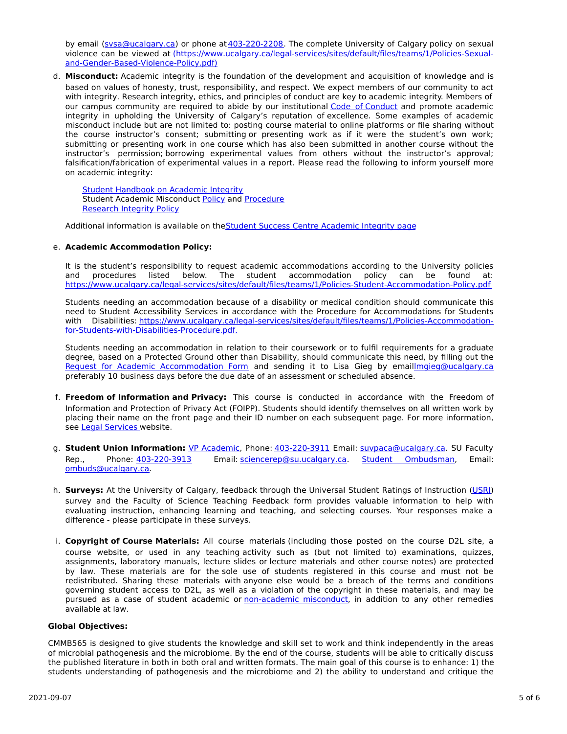by email (svsa@ucalgary.ca) or phone at 403-220-2208. The complete University of Calgary policy on sexual violence can be viewed at (https://www.ucalgary.ca/legal-services/sites/default/files/teams/1/Policies-Sexual-and-Gender-Based-Violence-Policy.pdf)

d. **Misconduct:** Academic integrity is the foundation of the development and acquisition of knowledge and is based on values of honesty, trust, responsibility, and respect. We expect members of our community to act with integrity. Research integrity, ethics, and principles of conduct are key to academic integrity. Members of our campus community are required to abide by our institutional Code of Conduct and promote academic integrity in upholding the University of Calgary's reputation of excellence. Some examples of academic misconduct include but are not limited to: posting course material to online platforms or file sharing without the course instructor's consent; submitting or presenting work as if it were the student's own work; submitting or presenting work in one course which has also been submitted in another course without the instructor's permission; borrowing experimental values from others without the instructor's approval; falsification/fabrication of experimental values in a report. Please read the following to inform yourself more on academic integrity:

   Student Handbook on Academic Integrity
   Student Academic Misconduct Policy and Procedure
   Research Integrity Policy

   Additional information is available on the Student Success Centre Academic Integrity page

e. **Academic Accommodation Policy:**

   It is the student's responsibility to request academic accommodations according to the University policies and procedures listed below. The student accommodation policy can be found at: https://www.ucalgary.ca/legal-services/sites/default/files/teams/1/Policies-Student-Accommodation-Policy.pdf

   Students needing an accommodation because of a disability or medical condition should communicate this need to Student Accessibility Services in accordance with the Procedure for Accommodations for Students with Disabilities: https://www.ucalgary.ca/legal-services/sites/default/files/teams/1/Policies-Accommodation-for-Students-with-Disabilities-Procedure.pdf.

   Students needing an accommodation in relation to their coursework or to fulfil requirements for a graduate degree, based on a Protected Ground other than Disability, should communicate this need, by filling out the Request for Academic Accommodation Form and sending it to Lisa Gieg by email lmgieg@ucalgary.ca preferably 10 business days before the due date of an assessment or scheduled absence.

f. **Freedom of Information and Privacy:** This course is conducted in accordance with the Freedom of Information and Protection of Privacy Act (FOIPP). Students should identify themselves on all written work by placing their name on the front page and their ID number on each subsequent page. For more information, see Legal Services website.

g. **Student Union Information:** VP Academic, Phone: 403-220-3911 Email: suvpaca@ucalgary.ca. SU Faculty Rep., Phone: 403-220-3913 Email: sciencerep@su.ucalgary.ca. Student Ombudsman, Email: ombuds@ucalgary.ca.

h. **Surveys:** At the University of Calgary, feedback through the Universal Student Ratings of Instruction (USRI) survey and the Faculty of Science Teaching Feedback form provides valuable information to help with evaluating instruction, enhancing learning and teaching, and selecting courses. Your responses make a difference - please participate in these surveys.

i. **Copyright of Course Materials:** All course materials (including those posted on the course D2L site, a course website, or used in any teaching activity such as (but not limited to) examinations, quizzes, assignments, laboratory manuals, lecture slides or lecture materials and other course notes) are protected by law. These materials are for the sole use of students registered in this course and must not be redistributed. Sharing these materials with anyone else would be a breach of the terms and conditions governing student access to D2L, as well as a violation of the copyright in these materials, and may be pursued as a case of student academic or non-academic misconduct, in addition to any other remedies available at law.

**Global Objectives:**

CMMB565 is designed to give students the knowledge and skill set to work and think independently in the areas of microbial pathogenesis and the microbiome. By the end of the course, students will be able to critically discuss the published literature in both in both oral and written formats. The main goal of this course is to enhance: 1) the students understanding of pathogenesis and the microbiome and 2) the ability to understand and critique the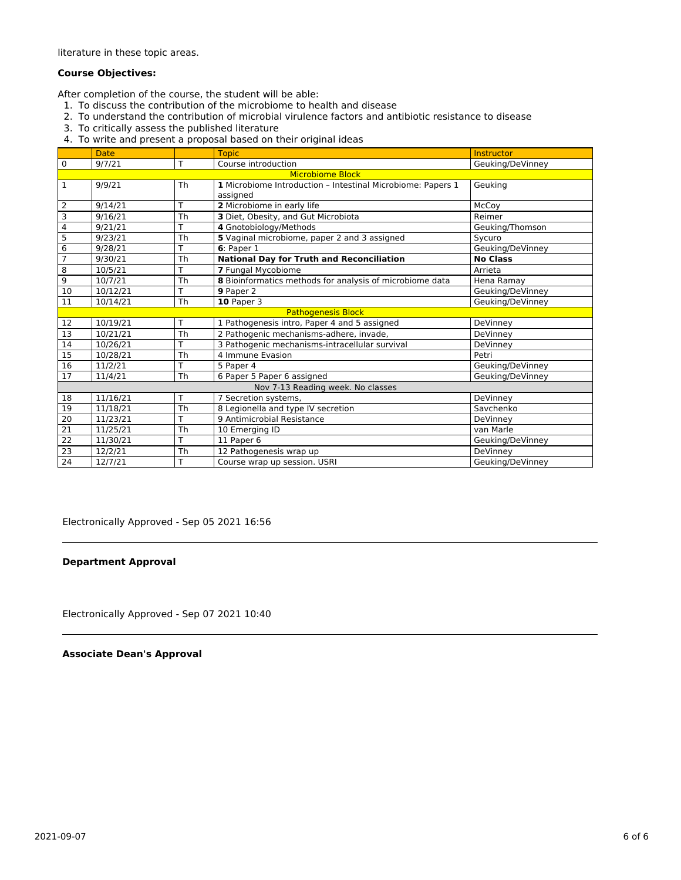literature in these topic areas.

**Course Objectives:**

After completion of the course, the student will be able:

1. To discuss the contribution of the microbiome to health and disease
2. To understand the contribution of microbial virulence factors and antibiotic resistance to disease
3. To critically assess the published literature
4. To write and present a proposal based on their original ideas

| | Date | | Topic | Instructor |
|---|---|---|---|---|
| 0 | 9/7/21 | T | Course introduction | Geuking/DeVinney |
| | | | Microbiome Block | |
| 1 | 9/9/21 | Th | **1** Microbiome Introduction – Intestinal Microbiome: Papers 1 assigned | Geuking |
| 2 | 9/14/21 | T | **2** Microbiome in early life | McCoy |
| 3 | 9/16/21 | Th | **3** Diet, Obesity, and Gut Microbiota | Reimer |
| 4 | 9/21/21 | T | **4** Gnotobiology/Methods | Geuking/Thomson |
| 5 | 9/23/21 | Th | **5** Vaginal microbiome, paper 2 and 3 assigned | Sycuro |
| 6 | 9/28/21 | T | **6**: Paper 1 | Geuking/DeVinney |
| 7 | 9/30/21 | Th | **National Day for Truth and Reconciliation** | **No Class** |
| 8 | 10/5/21 | T | **7** Fungal Mycobiome | Arrieta |
| 9 | 10/7/21 | Th | **8** Bioinformatics methods for analysis of microbiome data | Hena Ramay |
| 10 | 10/12/21 | T | **9** Paper 2 | Geuking/DeVinney |
| 11 | 10/14/21 | Th | **10** Paper 3 | Geuking/DeVinney |
| | | | Pathogenesis Block | |
| 12 | 10/19/21 | T | 1 Pathogenesis intro, Paper 4 and 5 assigned | DeVinney |
| 13 | 10/21/21 | Th | 2 Pathogenic mechanisms-adhere, invade, | DeVinney |
| 14 | 10/26/21 | T | 3 Pathogenic mechanisms-intracellular survival | DeVinney |
| 15 | 10/28/21 | Th | 4 Immune Evasion | Petri |
| 16 | 11/2/21 | T | 5 Paper 4 | Geuking/DeVinney |
| 17 | 11/4/21 | Th | 6 Paper 5 Paper 6 assigned | Geuking/DeVinney |
| | | | Nov 7-13 Reading week. No classes | |
| 18 | 11/16/21 | T | 7 Secretion systems, | DeVinney |
| 19 | 11/18/21 | Th | 8 Legionella and type IV secretion | Savchenko |
| 20 | 11/23/21 | T | 9 Antimicrobial Resistance | DeVinney |
| 21 | 11/25/21 | Th | 10 Emerging ID | van Marle |
| 22 | 11/30/21 | T | 11 Paper 6 | Geuking/DeVinney |
| 23 | 12/2/21 | Th | 12 Pathogenesis wrap up | DeVinney |
| 24 | 12/7/21 | T | Course wrap up session. USRI | Geuking/DeVinney |

Electronically Approved - Sep 05 2021 16:56

---

**Department Approval**

Electronically Approved - Sep 07 2021 10:40

---

**Associate Dean's Approval**